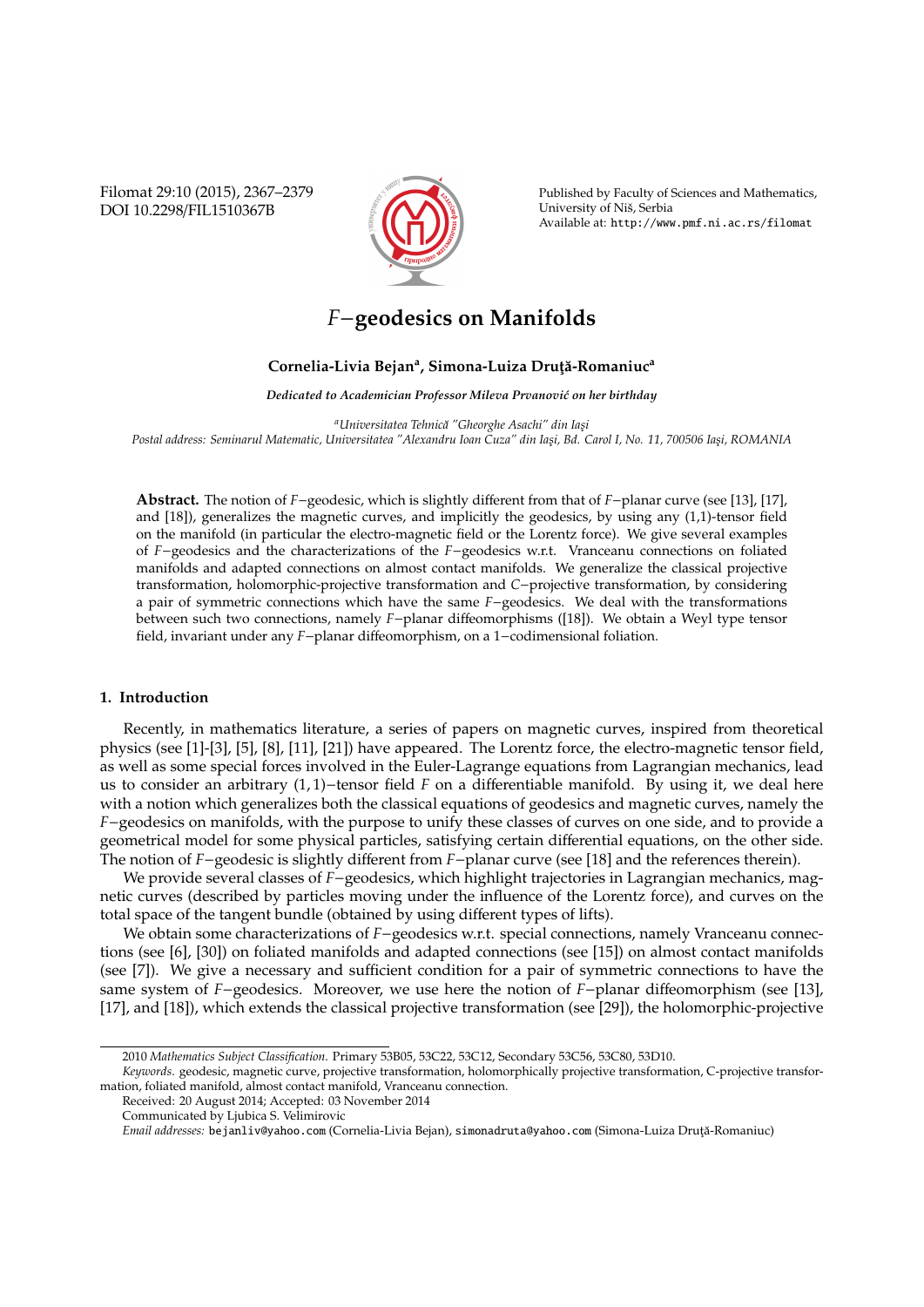# $F$−geodesics on Manifolds

**Cornelia-Livia Bejan[a], Simona-Luiza Druţă-Romaniuc[a]**

*Dedicated to Academician Professor Mileva Prvanović on her birthday*

[a]*Universitatea Tehnică "Gheorghe Asachi" din Iaşi*
*Postal address: Seminarul Matematic, Universitatea "Alexandru Ioan Cuza" din Iaşi, Bd. Carol I, No. 11, 700506 Iaşi, ROMANIA*

**Abstract.** The notion of $F$−geodesic, which is slightly different from that of $F$−planar curve (see [13], [17], and [18]), generalizes the magnetic curves, and implicitly the geodesics, by using any (1,1)-tensor field on the manifold (in particular the electro-magnetic field or the Lorentz force). We give several examples of $F$−geodesics and the characterizations of the $F$−geodesics w.r.t. Vranceanu connections on foliated manifolds and adapted connections on almost contact manifolds. We generalize the classical projective transformation, holomorphic-projective transformation and $C$−projective transformation, by considering a pair of symmetric connections which have the same $F$−geodesics. We deal with the transformations between such two connections, namely $F$−planar diffeomorphisms ([18]). We obtain a Weyl type tensor field, invariant under any $F$−planar diffeomorphism, on a 1−codimensional foliation.

## 1. Introduction

Recently, in mathematics literature, a series of papers on magnetic curves, inspired from theoretical physics (see [1]-[3], [5], [8], [11], [21]) have appeared. The Lorentz force, the electro-magnetic tensor field, as well as some special forces involved in the Euler-Lagrange equations from Lagrangian mechanics, lead us to consider an arbitrary $(1, 1)$−tensor field $F$ on a differentiable manifold. By using it, we deal here with a notion which generalizes both the classical equations of geodesics and magnetic curves, namely the $F$−geodesics on manifolds, with the purpose to unify these classes of curves on one side, and to provide a geometrical model for some physical particles, satisfying certain differential equations, on the other side. The notion of $F$−geodesic is slightly different from $F$−planar curve (see [18] and the references therein).

We provide several classes of $F$−geodesics, which highlight trajectories in Lagrangian mechanics, magnetic curves (described by particles moving under the influence of the Lorentz force), and curves on the total space of the tangent bundle (obtained by using different types of lifts).

We obtain some characterizations of $F$−geodesics w.r.t. special connections, namely Vranceanu connections (see [6], [30]) on foliated manifolds and adapted connections (see [15]) on almost contact manifolds (see [7]). We give a necessary and sufficient condition for a pair of symmetric connections to have the same system of $F$−geodesics. Moreover, we use here the notion of $F$−planar diffeomorphism (see [13], [17], and [18]), which extends the classical projective transformation (see [29]), the holomorphic-projective

2010 *Mathematics Subject Classification*. Primary 53B05, 53C22, 53C12, Secondary 53C56, 53C80, 53D10.

*Keywords*. geodesic, magnetic curve, projective transformation, holomorphically projective transformation, C-projective transformation, foliated manifold, almost contact manifold, Vranceanu connection.

Received: 20 August 2014; Accepted: 03 November 2014

Communicated by Ljubica S. Velimirovic

*Email addresses:* bejanliv@yahoo.com (Cornelia-Livia Bejan), simonadruta@yahoo.com (Simona-Luiza Druţă-Romaniuc)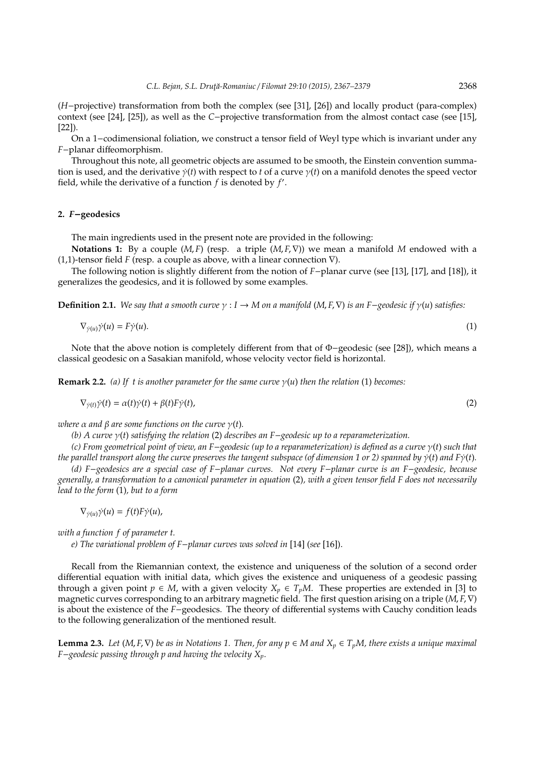($H-$projective) transformation from both the complex (see [31], [26]) and locally product (para-complex) context (see [24], [25]), as well as the $C-$projective transformation from the almost contact case (see [15], [22]).

On a $1-$codimensional foliation, we construct a tensor field of Weyl type which is invariant under any $F-$planar diffeomorphism.

Throughout this note, all geometric objects are assumed to be smooth, the Einstein convention summation is used, and the derivative $\dot{\gamma}(t)$ with respect to $t$ of a curve $\gamma(t)$ on a manifold denotes the speed vector field, while the derivative of a function $f$ is denoted by $f'$.

## 2. $F-$geodesics

The main ingredients used in the present note are provided in the following:

**Notations 1:** By a couple $(M, F)$ (resp. a triple $(M, F, \nabla)$) we mean a manifold $M$ endowed with a (1,1)-tensor field $F$ (resp. a couple as above, with a linear connection $\nabla$).

The following notion is slightly different from the notion of $F-$planar curve (see [13], [17], and [18]), it generalizes the geodesics, and it is followed by some examples.

**Definition 2.1.** *We say that a smooth curve $\gamma : I \to M$ on a manifold $(M, F, \nabla)$ is an $F-$geodesic if $\gamma(u)$ satisfies:*

$$\nabla_{\dot{\gamma}(u)}\dot{\gamma}(u) = F\dot{\gamma}(u). \tag{1}$$

Note that the above notion is completely different from that of $\Phi-$geodesic (see [28]), which means a classical geodesic on a Sasakian manifold, whose velocity vector field is horizontal.

**Remark 2.2.** *(a) If $t$ is another parameter for the same curve $\gamma(u)$ then the relation* (1) *becomes:*

$$\nabla_{\dot{\gamma}(t)}\dot{\gamma}(t) = \alpha(t)\dot{\gamma}(t) + \beta(t)F\dot{\gamma}(t), \tag{2}$$

*where $\alpha$ and $\beta$ are some functions on the curve $\gamma(t)$.*

*(b) A curve $\gamma(t)$ satisfying the relation* (2) *describes an $F-$geodesic up to a reparameterization.*

*(c) From geometrical point of view, an $F-$geodesic (up to a reparameterization) is defined as a curve $\gamma(t)$ such that the parallel transport along the curve preserves the tangent subspace (of dimension 1 or 2) spanned by $\dot{\gamma}(t)$ and $F\dot{\gamma}(t)$.*

*(d) $F-$geodesics are a special case of $F-$planar curves. Not every $F-$planar curve is an $F-$geodesic, because generally, a transformation to a canonical parameter in equation* (2)*, with a given tensor field $F$ does not necessarily lead to the form* (1)*, but to a form*

$$\nabla_{\dot{\gamma}(u)}\dot{\gamma}(u) = f(t)F\dot{\gamma}(u),$$

*with a function $f$ of parameter $t$.*

*e) The variational problem of $F-$planar curves was solved in* [14] *(see* [16]*).*

Recall from the Riemannian context, the existence and uniqueness of the solution of a second order differential equation with initial data, which gives the existence and uniqueness of a geodesic passing through a given point $p \in M$, with a given velocity $X_p \in T_pM$. These properties are extended in [3] to magnetic curves corresponding to an arbitrary magnetic field. The first question arising on a triple $(M, F, \nabla)$ is about the existence of the $F-$geodesics. The theory of differential systems with Cauchy condition leads to the following generalization of the mentioned result.

**Lemma 2.3.** *Let $(M, F, \nabla)$ be as in Notations 1. Then, for any $p \in M$ and $X_p \in T_pM$, there exists a unique maximal $F-$geodesic passing through $p$ and having the velocity $X_p$.*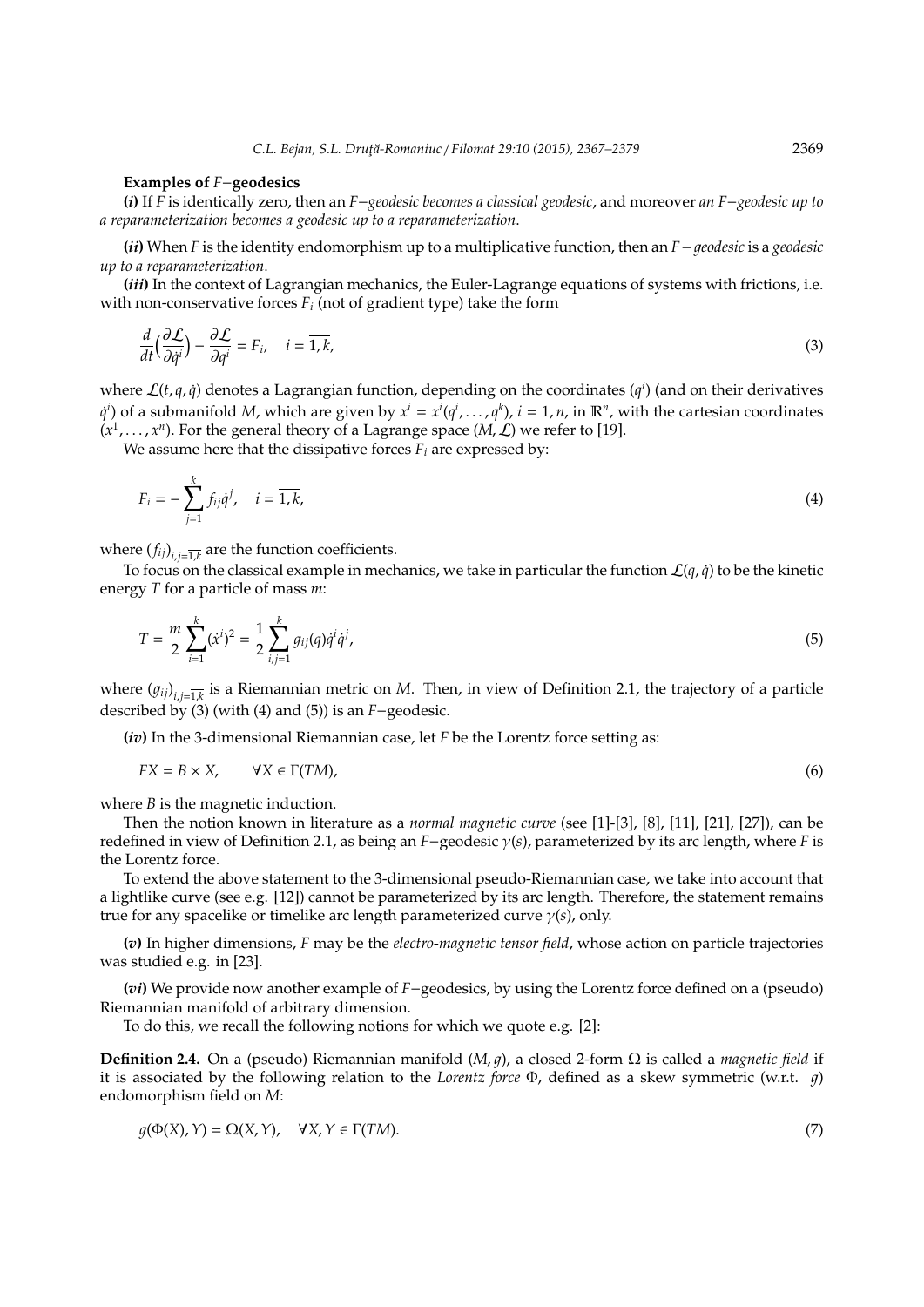**Examples of $F-$geodesics**

**(*i*)** If $F$ is identically zero, then an *$F-$geodesic becomes a classical geodesic*, and moreover *an $F-$geodesic up to a reparameterization becomes a geodesic up to a reparameterization*.

**(*ii*)** When $F$ is the identity endomorphism up to a multiplicative function, then an *$F-$geodesic* is a *geodesic up to a reparameterization*.

**(*iii*)** In the context of Lagrangian mechanics, the Euler-Lagrange equations of systems with frictions, i.e. with non-conservative forces $F_i$ (not of gradient type) take the form

$$\frac{d}{dt}\Big(\frac{\partial \mathcal{L}}{\partial \dot{q}^i}\Big) - \frac{\partial \mathcal{L}}{\partial q^i} = F_i, \quad i = \overline{1,k}, \tag{3}$$

where $\mathcal{L}(t, q, \dot{q})$ denotes a Lagrangian function, depending on the coordinates $(q^i)$ (and on their derivatives $\dot{q}^i$) of a submanifold $M$, which are given by $x^i = x^i(q^i, \ldots, q^k)$, $i = \overline{1,n}$, in $\mathbb{R}^n$, with the cartesian coordinates $(x^1, \ldots, x^n)$. For the general theory of a Lagrange space $(M, \mathcal{L})$ we refer to [19].

We assume here that the dissipative forces $F_i$ are expressed by:

$$F_i = -\sum_{j=1}^{k} f_{ij}\dot{q}^j, \quad i = \overline{1,k}, \tag{4}$$

where $(f_{ij})_{i,j=\overline{1,k}}$ are the function coefficients.

To focus on the classical example in mechanics, we take in particular the function $\mathcal{L}(q, \dot{q})$ to be the kinetic energy $T$ for a particle of mass $m$:

$$T = \frac{m}{2}\sum_{i=1}^{k}(\dot{x}^i)^2 = \frac{1}{2}\sum_{i,j=1}^{k} g_{ij}(q)\dot{q}^i\dot{q}^j, \tag{5}$$

where $(g_{ij})_{i,j=\overline{1,k}}$ is a Riemannian metric on $M$. Then, in view of Definition 2.1, the trajectory of a particle described by (3) (with (4) and (5)) is an $F-$geodesic.

**(*iv*)** In the 3-dimensional Riemannian case, let $F$ be the Lorentz force setting as:

$$FX = B \times X, \qquad \forall X \in \Gamma(TM), \tag{6}$$

where $B$ is the magnetic induction.

Then the notion known in literature as a *normal magnetic curve* (see [1]-[3], [8], [11], [21], [27]), can be redefined in view of Definition 2.1, as being an $F-$geodesic $\gamma(s)$, parameterized by its arc length, where $F$ is the Lorentz force.

To extend the above statement to the 3-dimensional pseudo-Riemannian case, we take into account that a lightlike curve (see e.g. [12]) cannot be parameterized by its arc length. Therefore, the statement remains true for any spacelike or timelike arc length parameterized curve $\gamma(s)$, only.

**(*v*)** In higher dimensions, $F$ may be the *electro-magnetic tensor field*, whose action on particle trajectories was studied e.g. in [23].

**(*vi*)** We provide now another example of $F-$geodesics, by using the Lorentz force defined on a (pseudo) Riemannian manifold of arbitrary dimension.

To do this, we recall the following notions for which we quote e.g. [2]:

**Definition 2.4.** On a (pseudo) Riemannian manifold $(M, g)$, a closed 2-form $\Omega$ is called a *magnetic field* if it is associated by the following relation to the *Lorentz force* $\Phi$, defined as a skew symmetric (w.r.t. $g$) endomorphism field on $M$:

$$g(\Phi(X), Y) = \Omega(X, Y), \quad \forall X, Y \in \Gamma(TM). \tag{7}$$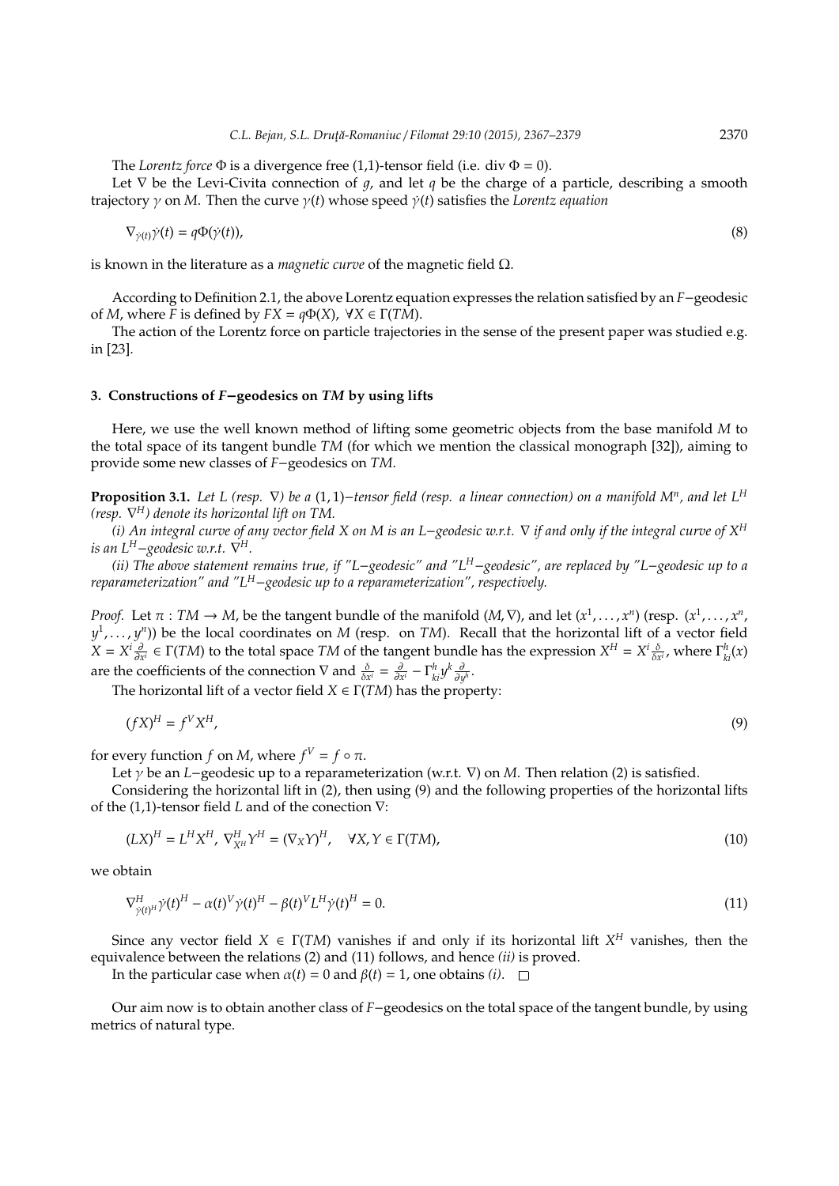The *Lorentz force* $\Phi$ is a divergence free (1,1)-tensor field (i.e. div $\Phi = 0$).

Let $\nabla$ be the Levi-Civita connection of $g$, and let $q$ be the charge of a particle, describing a smooth trajectory $\gamma$ on $M$. Then the curve $\gamma(t)$ whose speed $\dot{\gamma}(t)$ satisfies the *Lorentz equation*

$$\nabla_{\dot{\gamma}(t)}\dot{\gamma}(t) = q\Phi(\dot{\gamma}(t)), \tag{8}$$

is known in the literature as a *magnetic curve* of the magnetic field $\Omega$.

According to Definition 2.1, the above Lorentz equation expresses the relation satisfied by an $F$−geodesic of $M$, where $F$ is defined by $FX = q\Phi(X)$, $\forall X \in \Gamma(TM)$.

The action of the Lorentz force on particle trajectories in the sense of the present paper was studied e.g. in [23].

## 3. Constructions of $F$−geodesics on $TM$ by using lifts

Here, we use the well known method of lifting some geometric objects from the base manifold $M$ to the total space of its tangent bundle $TM$ (for which we mention the classical monograph [32]), aiming to provide some new classes of $F$−geodesics on $TM$.

**Proposition 3.1.** *Let $L$ (resp. $\nabla$) be a $(1,1)$−tensor field (resp. a linear connection) on a manifold $M^n$, and let $L^H$ (resp. $\nabla^H$) denote its horizontal lift on $TM$.*

*(i) An integral curve of any vector field $X$ on $M$ is an $L$−geodesic w.r.t. $\nabla$ if and only if the integral curve of $X^H$ is an $L^H$−geodesic w.r.t. $\nabla^H$.*

*(ii) The above statement remains true, if "$L$−geodesic" and "$L^H$−geodesic", are replaced by "$L$−geodesic up to a reparameterization" and "$L^H$−geodesic up to a reparameterization", respectively.*

*Proof.* Let $\pi : TM \to M$, be the tangent bundle of the manifold $(M, \nabla)$, and let $(x^1, \ldots, x^n)$ (resp. $(x^1, \ldots, x^n, y^1, \ldots, y^n)$) be the local coordinates on $M$ (resp. on $TM$). Recall that the horizontal lift of a vector field $X = X^i\frac{\partial}{\partial x^i} \in \Gamma(TM)$ to the total space $TM$ of the tangent bundle has the expression $X^H = X^i\frac{\delta}{\delta x^i}$, where $\Gamma^h_{ki}(x)$ are the coefficients of the connection $\nabla$ and $\frac{\delta}{\delta x^i} = \frac{\partial}{\partial x^i} - \Gamma^h_{ki}y^k\frac{\partial}{\partial y^h}$.

The horizontal lift of a vector field $X \in \Gamma(TM)$ has the property:

$$(fX)^H = f^V X^H, \tag{9}$$

for every function $f$ on $M$, where $f^V = f \circ \pi$.

Let $\gamma$ be an $L$−geodesic up to a reparameterization (w.r.t. $\nabla$) on $M$. Then relation (2) is satisfied.

Considering the horizontal lift in (2), then using (9) and the following properties of the horizontal lifts of the (1,1)-tensor field $L$ and of the conection $\nabla$:

$$(LX)^H = L^H X^H,\ \nabla^H_{X^H} Y^H = (\nabla_X Y)^H, \quad \forall X, Y \in \Gamma(TM), \tag{10}$$

we obtain

$$\nabla^H_{\dot{\gamma}(t)^H}\dot{\gamma}(t)^H - \alpha(t)^V\dot{\gamma}(t)^H - \beta(t)^V L^H\dot{\gamma}(t)^H = 0. \tag{11}$$

Since any vector field $X \in \Gamma(TM)$ vanishes if and only if its horizontal lift $X^H$ vanishes, then the equivalence between the relations (2) and (11) follows, and hence *(ii)* is proved.

In the particular case when $\alpha(t) = 0$ and $\beta(t) = 1$, one obtains *(i)*. $\square$

Our aim now is to obtain another class of $F$−geodesics on the total space of the tangent bundle, by using metrics of natural type.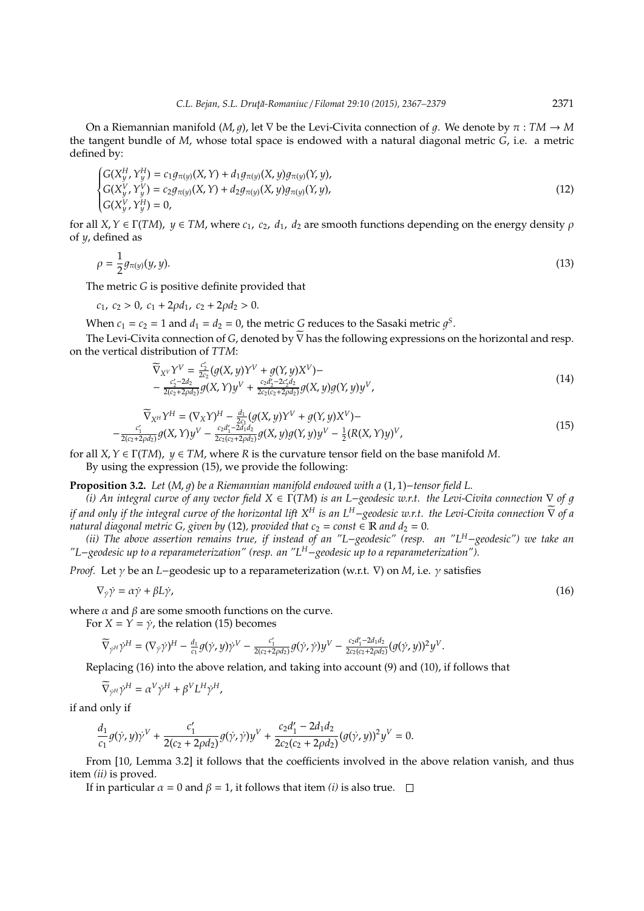On a Riemannian manifold $(M, g)$, let $\nabla$ be the Levi-Civita connection of $g$. We denote by $\pi : TM \to M$ the tangent bundle of $M$, whose total space is endowed with a natural diagonal metric $G$, i.e. a metric defined by:

$$
\begin{cases}
G(X_y^H, Y_y^H) = c_1 g_{\pi(y)}(X, Y) + d_1 g_{\pi(y)}(X, y) g_{\pi(y)}(Y, y), \\
G(X_y^V, Y_y^V) = c_2 g_{\pi(y)}(X, Y) + d_2 g_{\pi(y)}(X, y) g_{\pi(y)}(Y, y), \\
G(X_y^V, Y_y^H) = 0,
\end{cases}
\tag{12}
$$

for all $X, Y \in \Gamma(TM)$, $y \in TM$, where $c_1$, $c_2$, $d_1$, $d_2$ are smooth functions depending on the energy density $\rho$ of $y$, defined as

$$
\rho = \frac{1}{2} g_{\pi(y)}(y, y). \tag{13}
$$

The metric $G$ is positive definite provided that

$c_1,\ c_2 > 0,\ c_1 + 2\rho d_1,\ c_2 + 2\rho d_2 > 0.$

When $c_1 = c_2 = 1$ and $d_1 = d_2 = 0$, the metric $G$ reduces to the Sasaki metric $g^S$.

The Levi-Civita connection of $G$, denoted by $\widetilde{\nabla}$ has the following expressions on the horizontal and resp. on the vertical distribution of $TTM$:

$$
\begin{aligned}
&\widetilde{\nabla}_{X^V} Y^V = \tfrac{c_2'}{2c_2}(g(X, y)Y^V + g(Y, y)X^V) - \\
&- \tfrac{c_2' - 2d_2}{2(c_2 + 2\rho d_2)} g(X, Y) y^V + \tfrac{c_2 d_2' - 2c_2' d_2}{2c_2(c_2 + 2\rho d_2)} g(X, y) g(Y, y) y^V,
\end{aligned}
\tag{14}
$$

$$
\begin{aligned}
&\widetilde{\nabla}_{X^H} Y^H = (\nabla_X Y)^H - \tfrac{d_1}{2c_1}(g(X, y)Y^V + g(Y, y)X^V) - \\
&- \tfrac{c_1'}{2(c_2 + 2\rho d_2)} g(X, Y) y^V - \tfrac{c_2 d_1' - 2d_1 d_2}{2c_2(c_2 + 2\rho d_2)} g(X, y) g(Y, y) y^V - \tfrac{1}{2}(R(X, Y)y)^V,
\end{aligned}
\tag{15}
$$

for all $X, Y \in \Gamma(TM)$, $y \in TM$, where $R$ is the curvature tensor field on the base manifold $M$.

By using the expression (15), we provide the following:

**Proposition 3.2.** *Let $(M, g)$ be a Riemannian manifold endowed with a $(1,1)-$tensor field $L$.*

*(i) An integral curve of any vector field $X \in \Gamma(TM)$ is an $L-$geodesic w.r.t. the Levi-Civita connection $\nabla$ of $g$ if and only if the integral curve of the horizontal lift $X^H$ is an $L^H-$geodesic w.r.t. the Levi-Civita connection $\widetilde{\nabla}$ of a natural diagonal metric $G$, given by* (12), *provided that $c_2 = const \in \mathbb{R}$ and $d_2 = 0$.*

*(ii) The above assertion remains true, if instead of an "$L-$geodesic" (resp. an "$L^H-$geodesic") we take an "$L-$geodesic up to a reparameterization" (resp. an "$L^H-$geodesic up to a reparameterization").*

*Proof.* Let $\gamma$ be an $L-$geodesic up to a reparameterization (w.r.t. $\nabla$) on $M$, i.e. $\gamma$ satisfies

$$
\nabla_{\dot\gamma} \dot\gamma = \alpha \dot\gamma + \beta L \dot\gamma, \tag{16}
$$

where $\alpha$ and $\beta$ are some smooth functions on the curve.

For $X = Y = \dot\gamma$, the relation (15) becomes

$$
\widetilde{\nabla}_{\dot\gamma^H} \dot\gamma^H = (\nabla_{\dot\gamma} \dot\gamma)^H - \tfrac{d_1}{c_1} g(\dot\gamma, y) \dot\gamma^V - \tfrac{c_1'}{2(c_2 + 2\rho d_2)} g(\dot\gamma, \dot\gamma) y^V - \tfrac{c_2 d_1' - 2d_1 d_2}{2c_2(c_2 + 2\rho d_2)} (g(\dot\gamma, y))^2 y^V.
$$

Replacing (16) into the above relation, and taking into account (9) and (10), if follows that

$$
\widetilde{\nabla}_{\dot\gamma^H} \dot\gamma^H = \alpha^V \dot\gamma^H + \beta^V L^H \dot\gamma^H,
$$

if and only if

$$
\frac{d_1}{c_1} g(\dot\gamma, y) \dot\gamma^V + \frac{c_1'}{2(c_2 + 2\rho d_2)} g(\dot\gamma, \dot\gamma) y^V + \frac{c_2 d_1' - 2d_1 d_2}{2c_2(c_2 + 2\rho d_2)} (g(\dot\gamma, y))^2 y^V = 0.
$$

From [10, Lemma 3.2] it follows that the coefficients involved in the above relation vanish, and thus item *(ii)* is proved.

If in particular $\alpha = 0$ and $\beta = 1$, it follows that item *(i)* is also true. $\square$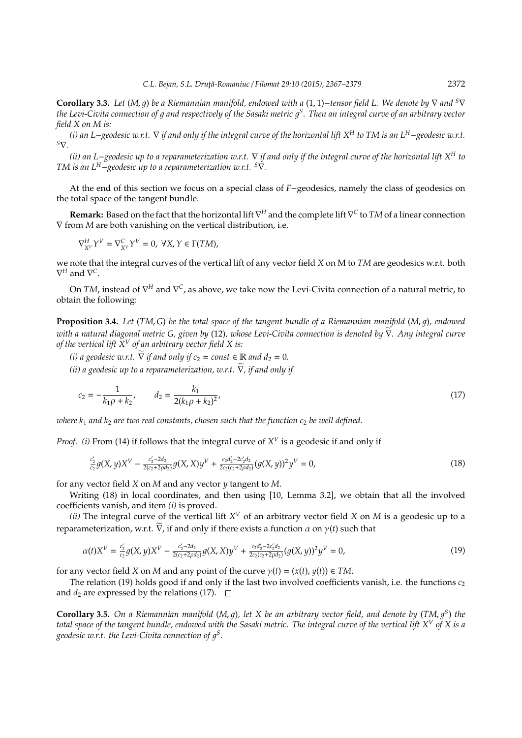**Corollary 3.3.** *Let $(M, g)$ be a Riemannian manifold, endowed with a $(1,1)-$tensor field L. We denote by $\nabla$ and ${}^S\nabla$ the Levi-Civita connection of $g$ and respectively of the Sasaki metric $g^S$. Then an integral curve of an arbitrary vector field X on M is:*

*(i) an $L-$geodesic w.r.t. $\nabla$ if and only if the integral curve of the horizontal lift $X^H$ to TM is an $L^H-$geodesic w.r.t. ${}^S\nabla$.*

*(ii) an $L-$geodesic up to a reparameterization w.r.t. $\nabla$ if and only if the integral curve of the horizontal lift $X^H$ to TM is an $L^H-$geodesic up to a reparameterization w.r.t. ${}^S\nabla$.*

At the end of this section we focus on a special class of $F-$geodesics, namely the class of geodesics on the total space of the tangent bundle.

**Remark:** Based on the fact that the horizontal lift $\nabla^H$ and the complete lift $\nabla^C$ to $TM$ of a linear connection $\nabla$ from $M$ are both vanishing on the vertical distribution, i.e.

$$\nabla^H_{X^V} Y^V = \nabla^C_{X^V} Y^V = 0, \ \forall X, Y \in \Gamma(TM),$$

we note that the integral curves of the vertical lift of any vector field $X$ on M to $TM$ are geodesics w.r.t. both $\nabla^H$ and $\nabla^C$.

On $TM$, instead of $\nabla^H$ and $\nabla^C$, as above, we take now the Levi-Civita connection of a natural metric, to obtain the following:

**Proposition 3.4.** *Let $(TM, G)$ be the total space of the tangent bundle of a Riemannian manifold $(M, g)$, endowed with a natural diagonal metric G, given by (12), whose Levi-Civita connection is denoted by $\widetilde{\nabla}$. Any integral curve of the vertical lift $X^V$ of an arbitrary vector field X is:*

*(i) a geodesic w.r.t. $\widetilde{\nabla}$ if and only if $c_2 = const \in \mathbb{R}$ and $d_2 = 0$.*

*(ii) a geodesic up to a reparameterization, w.r.t. $\widetilde{\nabla}$, if and only if*

$$c_2 = -\frac{1}{k_1\rho + k_2}, \qquad d_2 = \frac{k_1}{2(k_1\rho + k_2)^2}, \tag{17}$$

*where $k_1$ and $k_2$ are two real constants, chosen such that the function $c_2$ be well defined.*

*Proof.* *(i)* From (14) if follows that the integral curve of $X^V$ is a geodesic if and only if

$$\tfrac{c_2'}{c_2} g(X, y)X^V - \tfrac{c_2'-2d_2}{2(c_2+2\rho d_2)} g(X, X)y^V + \tfrac{c_2 d_2' - 2c_2' d_2}{2c_2(c_2+2\rho d_2)}(g(X, y))^2 y^V = 0, \tag{18}$$

for any vector field $X$ on $M$ and any vector $y$ tangent to $M$.

Writing (18) in local coordinates, and then using [10, Lemma 3.2], we obtain that all the involved coefficients vanish, and item *(i)* is proved.

*(ii)* The integral curve of the vertical lift $X^V$ of an arbitrary vector field $X$ on $M$ is a geodesic up to a reparameterization, w.r.t. $\widetilde{\nabla}$, if and only if there exists a function $\alpha$ on $\gamma(t)$ such that

$$\alpha(t)X^V = \tfrac{c_2'}{c_2} g(X, y)X^V - \tfrac{c_2'-2d_2}{2(c_2+2\rho d_2)} g(X, X)y^V + \tfrac{c_2 d_2' - 2c_2' d_2}{2c_2(c_2+2\rho d_2)}(g(X, y))^2 y^V = 0, \tag{19}$$

for any vector field $X$ on $M$ and any point of the curve $\gamma(t) = (x(t), y(t)) \in TM$.

The relation (19) holds good if and only if the last two involved coefficients vanish, i.e. the functions $c_2$ and $d_2$ are expressed by the relations (17). $\square$

**Corollary 3.5.** *On a Riemannian manifold $(M, g)$, let X be an arbitrary vector field, and denote by $(TM, g^S)$ the total space of the tangent bundle, endowed with the Sasaki metric. The integral curve of the vertical lift $X^V$ of X is a geodesic w.r.t. the Levi-Civita connection of $g^S$.*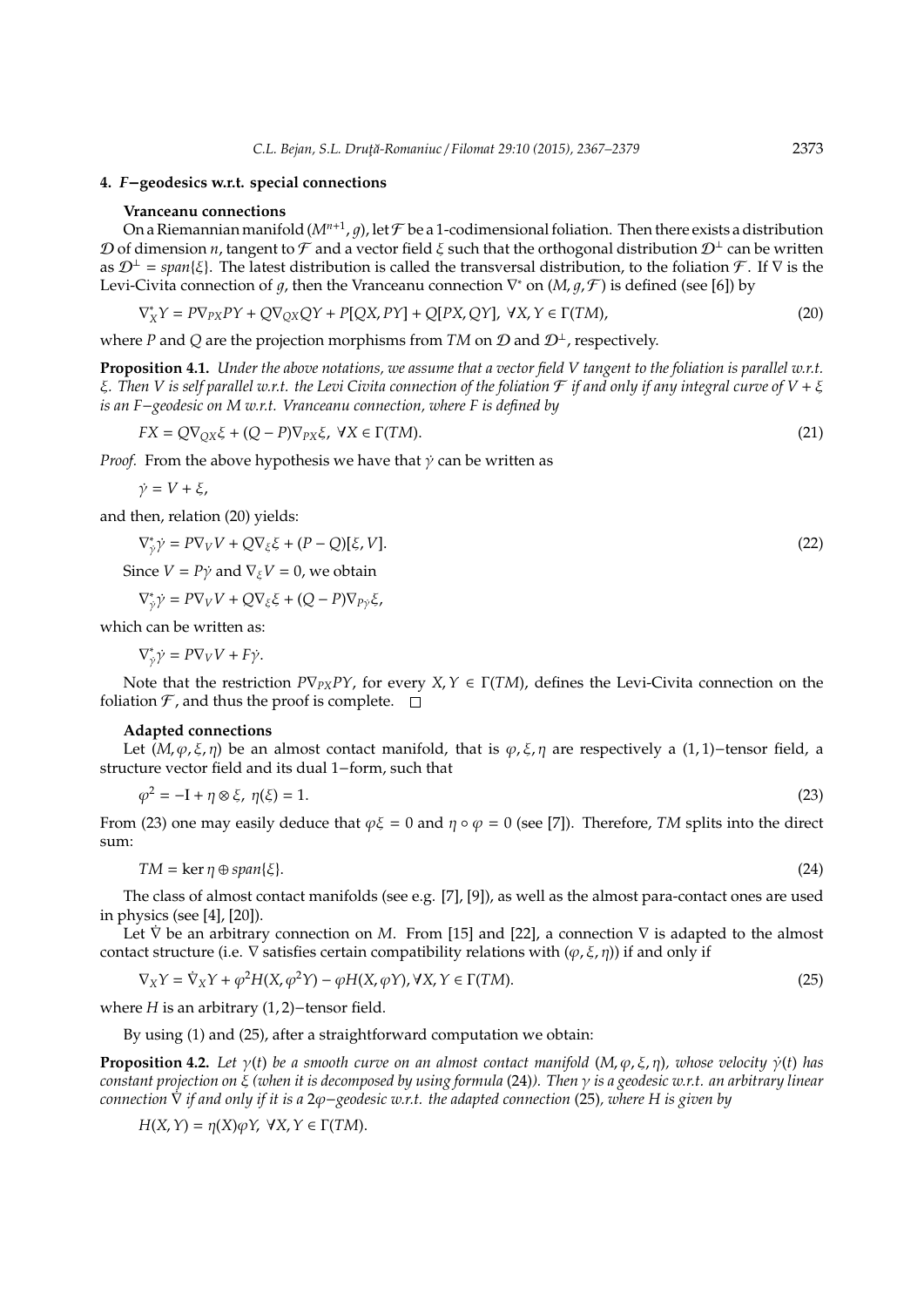## 4. $F$−geodesics w.r.t. special connections

**Vranceanu connections**

On a Riemannian manifold $(M^{n+1}, g)$, let $\mathcal{F}$ be a 1-codimensional foliation. Then there exists a distribution $\mathcal{D}$ of dimension $n$, tangent to $\mathcal{F}$ and a vector field $\xi$ such that the orthogonal distribution $\mathcal{D}^{\perp}$ can be written as $\mathcal{D}^{\perp} = span\{\xi\}$. The latest distribution is called the transversal distribution, to the foliation $\mathcal{F}$. If $\nabla$ is the Levi-Civita connection of $g$, then the Vranceanu connection $\nabla^*$ on $(M, g, \mathcal{F})$ is defined (see [6]) by

$$\nabla^*_X Y = P\nabla_{PX}PY + Q\nabla_{QX}QY + P[QX, PY] + Q[PX, QY],\ \forall X, Y \in \Gamma(TM), \tag{20}$$

where $P$ and $Q$ are the projection morphisms from $TM$ on $\mathcal{D}$ and $\mathcal{D}^{\perp}$, respectively.

**Proposition 4.1.** *Under the above notations, we assume that a vector field $V$ tangent to the foliation is parallel w.r.t. $\xi$. Then $V$ is self parallel w.r.t. the Levi Civita connection of the foliation $\mathcal{F}$ if and only if any integral curve of $V + \xi$ is an $F$−geodesic on $M$ w.r.t. Vranceanu connection, where $F$ is defined by*

$$FX = Q\nabla_{QX}\xi + (Q - P)\nabla_{PX}\xi,\ \forall X \in \Gamma(TM). \tag{21}$$

*Proof.* From the above hypothesis we have that $\dot{\gamma}$ can be written as

$$\dot{\gamma} = V + \xi,$$

and then, relation (20) yields:

$$\nabla^*_{\dot{\gamma}}\dot{\gamma} = P\nabla_V V + Q\nabla_{\xi}\xi + (P - Q)[\xi, V]. \tag{22}$$

Since $V = P\dot{\gamma}$ and $\nabla_{\xi}V = 0$, we obtain

$$\nabla^*_{\dot{\gamma}}\dot{\gamma} = P\nabla_V V + Q\nabla_{\xi}\xi + (Q - P)\nabla_{P\dot{\gamma}}\xi,$$

which can be written as:

$$\nabla^*_{\dot{\gamma}}\dot{\gamma} = P\nabla_V V + F\dot{\gamma}.$$

Note that the restriction $P\nabla_{PX}PY$, for every $X, Y \in \Gamma(TM)$, defines the Levi-Civita connection on the foliation $\mathcal{F}$, and thus the proof is complete. □

**Adapted connections**

Let $(M, \varphi, \xi, \eta)$ be an almost contact manifold, that is $\varphi, \xi, \eta$ are respectively a $(1, 1)$−tensor field, a structure vector field and its dual 1−form, such that

$$\varphi^2 = -\mathrm{I} + \eta \otimes \xi,\ \eta(\xi) = 1. \tag{23}$$

From (23) one may easily deduce that $\varphi\xi = 0$ and $\eta \circ \varphi = 0$ (see [7]). Therefore, $TM$ splits into the direct sum:

$$TM = \ker \eta \oplus span\{\xi\}. \tag{24}$$

The class of almost contact manifolds (see e.g. [7], [9]), as well as the almost para-contact ones are used in physics (see [4], [20]).

Let $\dot{\nabla}$ be an arbitrary connection on $M$. From [15] and [22], a connection $\nabla$ is adapted to the almost contact structure (i.e. $\nabla$ satisfies certain compatibility relations with $(\varphi, \xi, \eta)$) if and only if

$$\nabla_X Y = \dot{\nabla}_X Y + \varphi^2 H(X, \varphi^2 Y) - \varphi H(X, \varphi Y), \forall X, Y \in \Gamma(TM). \tag{25}$$

where $H$ is an arbitrary $(1, 2)$−tensor field.

By using (1) and (25), after a straightforward computation we obtain:

**Proposition 4.2.** *Let $\gamma(t)$ be a smooth curve on an almost contact manifold $(M, \varphi, \xi, \eta)$, whose velocity $\dot{\gamma}(t)$ has constant projection on $\xi$ (when it is decomposed by using formula (24)). Then $\gamma$ is a geodesic w.r.t. an arbitrary linear connection $\dot{\nabla}$ if and only if it is a $2\varphi$−geodesic w.r.t. the adapted connection (25), where $H$ is given by*

$$H(X, Y) = \eta(X)\varphi Y,\ \forall X, Y \in \Gamma(TM).$$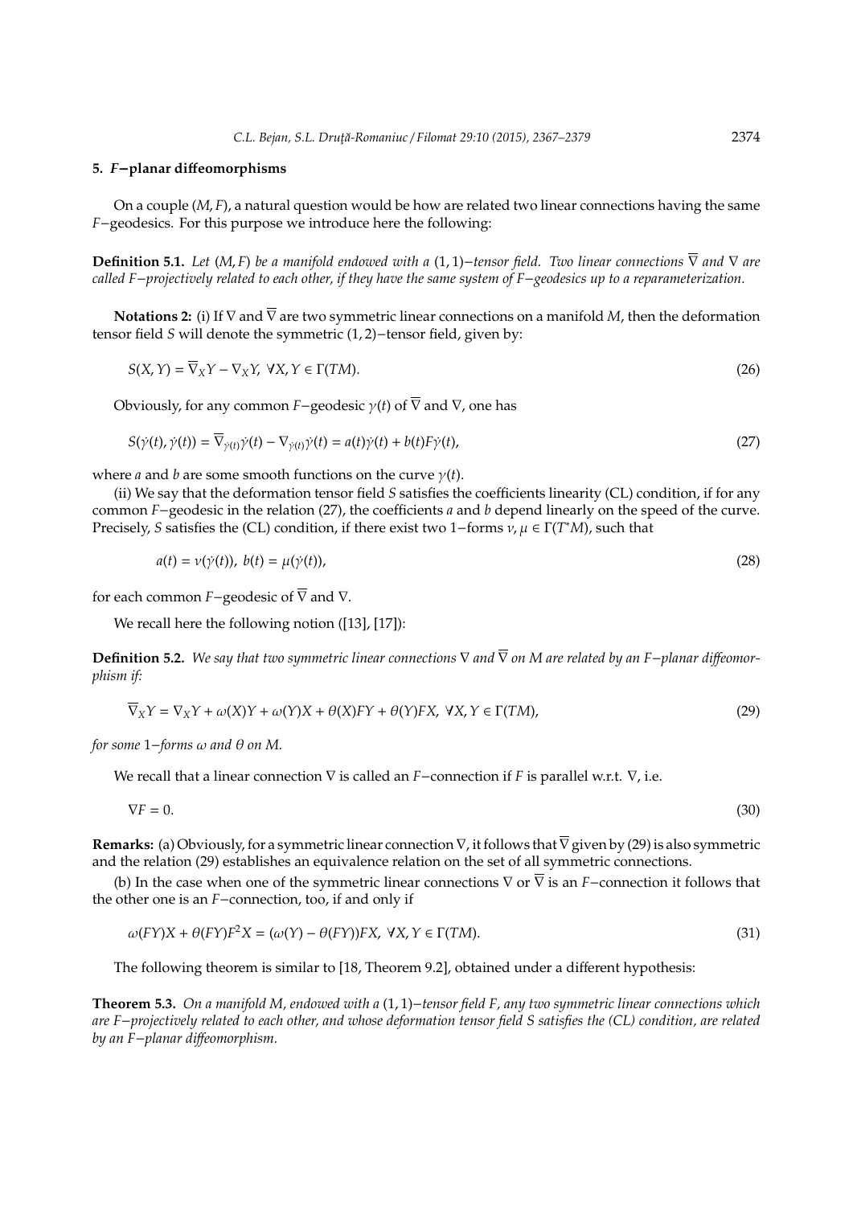### 5. $F$−planar diffeomorphisms

On a couple $(M, F)$, a natural question would be how are related two linear connections having the same $F$−geodesics. For this purpose we introduce here the following:

**Definition 5.1.** *Let $(M, F)$ be a manifold endowed with a $(1, 1)$−tensor field. Two linear connections $\overline{\nabla}$ and $\nabla$ are called $F$−projectively related to each other, if they have the same system of $F$−geodesics up to a reparameterization.*

**Notations 2:** (i) If $\nabla$ and $\overline{\nabla}$ are two symmetric linear connections on a manifold $M$, then the deformation tensor field $S$ will denote the symmetric $(1, 2)$−tensor field, given by:

$$S(X, Y) = \overline{\nabla}_X Y - \nabla_X Y,\ \forall X, Y \in \Gamma(TM). \tag{26}$$

Obviously, for any common $F$−geodesic $\gamma(t)$ of $\overline{\nabla}$ and $\nabla$, one has

$$S(\dot{\gamma}(t), \dot{\gamma}(t)) = \overline{\nabla}_{\dot{\gamma}(t)}\dot{\gamma}(t) - \nabla_{\dot{\gamma}(t)}\dot{\gamma}(t) = a(t)\dot{\gamma}(t) + b(t)F\dot{\gamma}(t), \tag{27}$$

where $a$ and $b$ are some smooth functions on the curve $\gamma(t)$.

(ii) We say that the deformation tensor field $S$ satisfies the coefficients linearity (CL) condition, if for any common $F$−geodesic in the relation (27), the coefficients $a$ and $b$ depend linearly on the speed of the curve. Precisely, $S$ satisfies the (CL) condition, if there exist two 1−forms $\nu, \mu \in \Gamma(T^*M)$, such that

$$a(t) = \nu(\dot{\gamma}(t)),\ b(t) = \mu(\dot{\gamma}(t)), \tag{28}$$

for each common $F$−geodesic of $\overline{\nabla}$ and $\nabla$.

We recall here the following notion ([13], [17]):

**Definition 5.2.** *We say that two symmetric linear connections $\nabla$ and $\overline{\nabla}$ on $M$ are related by an $F$−planar diffeomorphism if:*

$$\overline{\nabla}_X Y = \nabla_X Y + \omega(X)Y + \omega(Y)X + \theta(X)FY + \theta(Y)FX,\ \forall X, Y \in \Gamma(TM), \tag{29}$$

*for some 1−forms $\omega$ and $\theta$ on $M$.*

We recall that a linear connection $\nabla$ is called an $F$−connection if $F$ is parallel w.r.t. $\nabla$, i.e.

$$\nabla F = 0. \tag{30}$$

**Remarks:** (a) Obviously, for a symmetric linear connection $\nabla$, it follows that $\overline{\nabla}$ given by (29) is also symmetric and the relation (29) establishes an equivalence relation on the set of all symmetric connections.

(b) In the case when one of the symmetric linear connections $\nabla$ or $\overline{\nabla}$ is an $F$−connection it follows that the other one is an $F$−connection, too, if and only if

$$\omega(FY)X + \theta(FY)F^2X = (\omega(Y) - \theta(FY))FX,\ \forall X, Y \in \Gamma(TM). \tag{31}$$

The following theorem is similar to [18, Theorem 9.2], obtained under a different hypothesis:

**Theorem 5.3.** *On a manifold $M$, endowed with a $(1, 1)$−tensor field $F$, any two symmetric linear connections which are $F$−projectively related to each other, and whose deformation tensor field $S$ satisfies the (CL) condition, are related by an $F$−planar diffeomorphism.*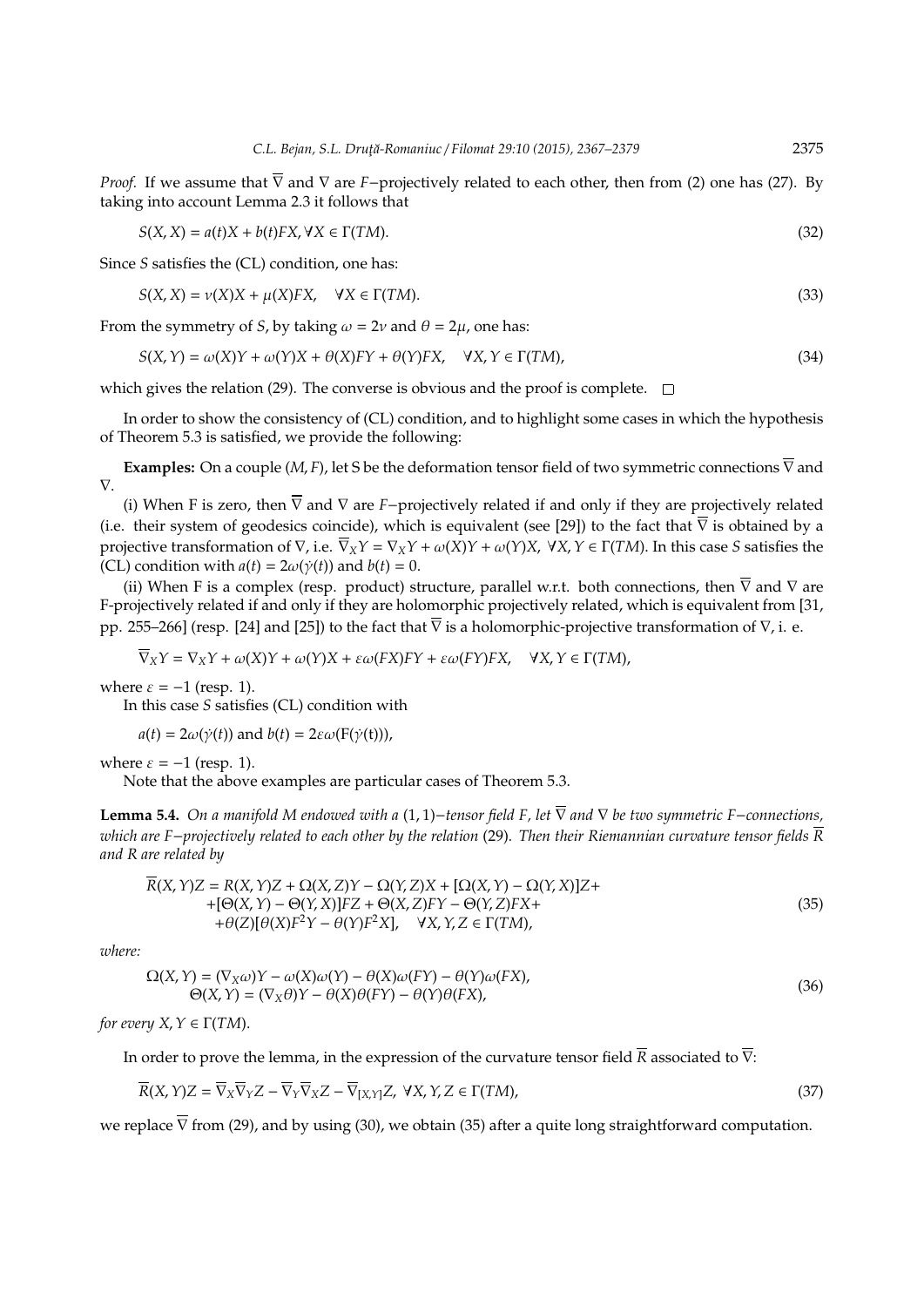*Proof.* If we assume that $\overline{\nabla}$ and $\nabla$ are $F$−projectively related to each other, then from (2) one has (27). By taking into account Lemma 2.3 it follows that

$$S(X,X) = a(t)X + b(t)FX, \forall X \in \Gamma(TM). \tag{32}$$

Since $S$ satisfies the (CL) condition, one has:

$$S(X,X) = \nu(X)X + \mu(X)FX, \quad \forall X \in \Gamma(TM). \tag{33}$$

From the symmetry of $S$, by taking $\omega = 2\nu$ and $\theta = 2\mu$, one has:

$$S(X,Y) = \omega(X)Y + \omega(Y)X + \theta(X)FY + \theta(Y)FX, \quad \forall X,Y \in \Gamma(TM), \tag{34}$$

which gives the relation (29). The converse is obvious and the proof is complete. □

In order to show the consistency of (CL) condition, and to highlight some cases in which the hypothesis of Theorem 5.3 is satisfied, we provide the following:

**Examples:** On a couple $(M,F)$, let S be the deformation tensor field of two symmetric connections $\overline{\nabla}$ and $\nabla$.

(i) When F is zero, then $\overline{\nabla}$ and $\nabla$ are $F$−projectively related if and only if they are projectively related (i.e. their system of geodesics coincide), which is equivalent (see [29]) to the fact that $\overline{\nabla}$ is obtained by a projective transformation of $\nabla$, i.e. $\overline{\nabla}_X Y = \nabla_X Y + \omega(X)Y + \omega(Y)X$, $\forall X,Y \in \Gamma(TM)$. In this case $S$ satisfies the (CL) condition with $a(t) = 2\omega(\dot{\gamma}(t))$ and $b(t) = 0$.

(ii) When F is a complex (resp. product) structure, parallel w.r.t. both connections, then $\overline{\nabla}$ and $\nabla$ are F-projectively related if and only if they are holomorphic projectively related, which is equivalent from [31, pp. 255–266] (resp. [24] and [25]) to the fact that $\overline{\nabla}$ is a holomorphic-projective transformation of $\nabla$, i. e.

$$\overline{\nabla}_X Y = \nabla_X Y + \omega(X)Y + \omega(Y)X + \varepsilon\omega(FX)FY + \varepsilon\omega(FY)FX, \quad \forall X,Y \in \Gamma(TM),$$

where $\varepsilon = -1$ (resp. 1).

In this case $S$ satisfies (CL) condition with

$$a(t) = 2\omega(\dot{\gamma}(t)) \text{ and } b(t) = 2\varepsilon\omega(F(\dot{\gamma}(t))),$$

where $\varepsilon = -1$ (resp. 1).

Note that the above examples are particular cases of Theorem 5.3.

**Lemma 5.4.** *On a manifold $M$ endowed with a $(1,1)$−tensor field $F$, let $\overline{\nabla}$ and $\nabla$ be two symmetric $F$−connections, which are $F$−projectively related to each other by the relation* (29). *Then their Riemannian curvature tensor fields $\overline{R}$ and $R$ are related by*

$$\begin{aligned}\overline{R}(X,Y)Z = & R(X,Y)Z + \Omega(X,Z)Y - \Omega(Y,Z)X + [\Omega(X,Y) - \Omega(Y,X)]Z + \\ & +[\Theta(X,Y) - \Theta(Y,X)]FZ + \Theta(X,Z)FY - \Theta(Y,Z)FX + \\ & +\theta(Z)[\theta(X)F^2Y - \theta(Y)F^2X], \quad \forall X,Y,Z \in \Gamma(TM),\end{aligned} \tag{35}$$

*where:*

$$\begin{aligned}\Omega(X,Y) &= (\nabla_X\omega)Y - \omega(X)\omega(Y) - \theta(X)\omega(FY) - \theta(Y)\omega(FX), \\ \Theta(X,Y) &= (\nabla_X\theta)Y - \theta(X)\theta(FY) - \theta(Y)\theta(FX),\end{aligned} \tag{36}$$

*for every $X,Y \in \Gamma(TM)$.*

In order to prove the lemma, in the expression of the curvature tensor field $\overline{R}$ associated to $\overline{\nabla}$:

$$\overline{R}(X,Y)Z = \overline{\nabla}_X\overline{\nabla}_Y Z - \overline{\nabla}_Y\overline{\nabla}_X Z - \overline{\nabla}_{[X,Y]}Z, \ \forall X,Y,Z \in \Gamma(TM), \tag{37}$$

we replace $\overline{\nabla}$ from (29), and by using (30), we obtain (35) after a quite long straightforward computation.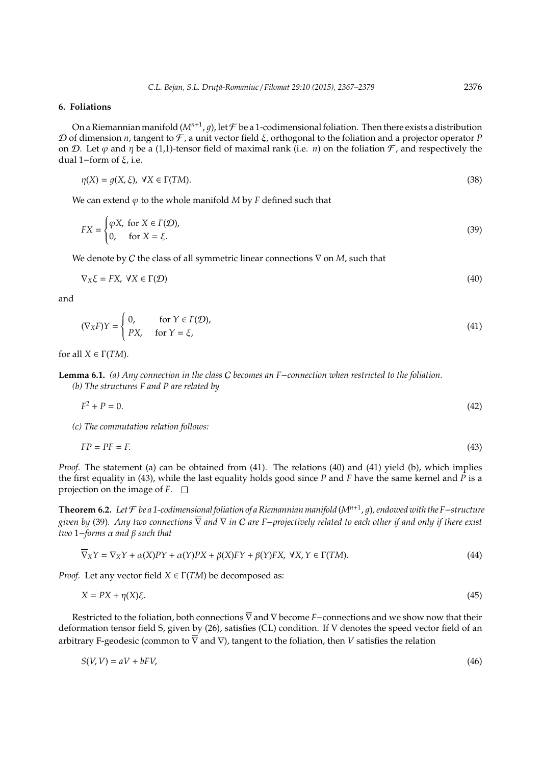## 6. Foliations

On a Riemannian manifold $(M^{n+1}, g)$, let $\mathcal{F}$ be a 1-codimensional foliation. Then there exists a distribution $\mathcal{D}$ of dimension $n$, tangent to $\mathcal{F}$, a unit vector field $\xi$, orthogonal to the foliation and a projector operator $P$ on $\mathcal{D}$. Let $\varphi$ and $\eta$ be a (1,1)-tensor field of maximal rank (i.e. $n$) on the foliation $\mathcal{F}$, and respectively the dual 1−form of $\xi$, i.e.

$$\eta(X) = g(X, \xi), \ \forall X \in \Gamma(TM). \tag{38}$$

We can extend $\varphi$ to the whole manifold $M$ by $F$ defined such that

$$FX = \begin{cases} \varphi X, & \text{for } X \in \Gamma(\mathcal{D}), \\ 0, & \text{for } X = \xi. \end{cases} \tag{39}$$

We denote by $C$ the class of all symmetric linear connections $\nabla$ on $M$, such that

$$\nabla_X \xi = FX, \ \forall X \in \Gamma(\mathcal{D}) \tag{40}$$

and

$$(\nabla_X F)Y = \begin{cases} 0, & \text{for } Y \in \Gamma(\mathcal{D}), \\ PX, & \text{for } Y = \xi, \end{cases} \tag{41}$$

for all $X \in \Gamma(TM)$.

**Lemma 6.1.** *(a) Any connection in the class $C$ becomes an $F$−connection when restricted to the foliation.*
*(b) The structures $F$ and $P$ are related by*

$$F^2 + P = 0. \tag{42}$$

*(c) The commutation relation follows:*

$$FP = PF = F. \tag{43}$$

*Proof.* The statement (a) can be obtained from (41). The relations (40) and (41) yield (b), which implies the first equality in (43), while the last equality holds good since $P$ and $F$ have the same kernel and $P$ is a projection on the image of $F$. □

**Theorem 6.2.** *Let $\mathcal{F}$ be a 1-codimensional foliation of a Riemannian manifold $(M^{n+1}, g)$, endowed with the $F$−structure given by* (39). *Any two connections $\overline{\nabla}$ and $\nabla$ in $C$ are $F$−projectively related to each other if and only if there exist two 1−forms $\alpha$ and $\beta$ such that*

$$\overline{\nabla}_X Y = \nabla_X Y + \alpha(X)PY + \alpha(Y)PX + \beta(X)FY + \beta(Y)FX, \ \forall X, Y \in \Gamma(TM). \tag{44}$$

*Proof.* Let any vector field $X \in \Gamma(TM)$ be decomposed as:

$$X = PX + \eta(X)\xi. \tag{45}$$

Restricted to the foliation, both connections $\overline{\nabla}$ and $\nabla$ become $F$−connections and we show now that their deformation tensor field S, given by (26), satisfies (CL) condition. If V denotes the speed vector field of an arbitrary F-geodesic (common to $\overline{\nabla}$ and $\nabla$), tangent to the foliation, then $V$ satisfies the relation

$$S(V, V) = aV + bFV, \tag{46}$$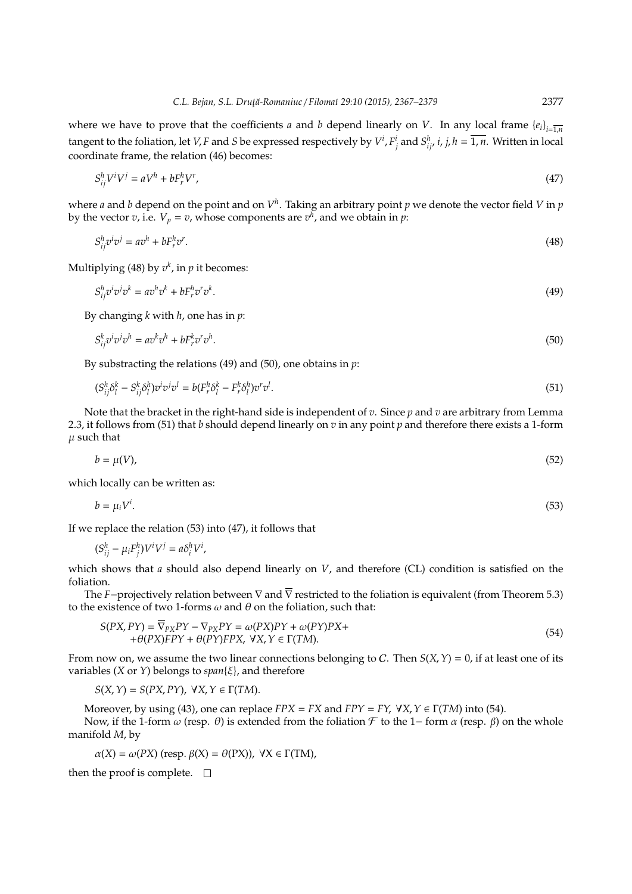where we have to prove that the coefficients $a$ and $b$ depend linearly on $V$. In any local frame $\{e_i\}_{i=\overline{1,n}}$ tangent to the foliation, let $V, F$ and $S$ be expressed respectively by $V^i, F^i_j$ and $S^h_{ij}$, $i, j, h = \overline{1,n}$. Written in local coordinate frame, the relation (46) becomes:

$$S^h_{ij}V^iV^j = aV^h + bF^h_rV^r, \tag{47}$$

where $a$ and $b$ depend on the point and on $V^h$. Taking an arbitrary point $p$ we denote the vector field $V$ in $p$ by the vector $v$, i.e. $V_p = v$, whose components are $v^h$, and we obtain in $p$:

$$S^h_{ij}v^iv^j = av^h + bF^h_rv^r. \tag{48}$$

Multiplying (48) by $v^k$, in $p$ it becomes:

$$S^h_{ij}v^iv^jv^k = av^hv^k + bF^h_rv^rv^k. \tag{49}$$

By changing $k$ with $h$, one has in $p$:

$$S^k_{ij}v^iv^jv^h = av^kv^h + bF^k_rv^rv^h. \tag{50}$$

By substracting the relations (49) and (50), one obtains in $p$:

$$(S^h_{ij}\delta^k_l - S^k_{ij}\delta^h_l)v^iv^jv^l = b(F^h_r\delta^k_l - F^k_r\delta^h_l)v^rv^l. \tag{51}$$

Note that the bracket in the right-hand side is independent of $v$. Since $p$ and $v$ are arbitrary from Lemma 2.3, it follows from (51) that $b$ should depend linearly on $v$ in any point $p$ and therefore there exists a 1-form $\mu$ such that

$$b = \mu(V), \tag{52}$$

which locally can be written as:

$$b = \mu_iV^i. \tag{53}$$

If we replace the relation (53) into (47), it follows that

$$(S^h_{ij} - \mu_iF^h_j)V^iV^j = a\delta^h_iV^i,$$

which shows that $a$ should also depend linearly on $V$, and therefore (CL) condition is satisfied on the foliation.

The $F$−projectively relation between $\nabla$ and $\overline{\nabla}$ restricted to the foliation is equivalent (from Theorem 5.3) to the existence of two 1-forms $\omega$ and $\theta$ on the foliation, such that:

$$\begin{aligned} S(PX, PY) = \overline{\nabla}_{PX}PY - \nabla_{PX}PY = \omega(PX)PY + \omega(PY)PX + \\ +\theta(PX)FPY + \theta(PY)FPX, \ \forall X, Y \in \Gamma(TM). \end{aligned} \tag{54}$$

From now on, we assume the two linear connections belonging to $C$. Then $S(X, Y) = 0$, if at least one of its variables ($X$ or $Y$) belongs to $span\{\xi\}$, and therefore

$$S(X, Y) = S(PX, PY), \ \forall X, Y \in \Gamma(TM).$$

Moreover, by using (43), one can replace $FPX = FX$ and $FPY = FY$, $\forall X, Y \in \Gamma(TM)$ into (54).

Now, if the 1-form $\omega$ (resp. $\theta$) is extended from the foliation $\mathcal{F}$ to the 1− form $\alpha$ (resp. $\beta$) on the whole manifold $M$, by

$$\alpha(X) = \omega(PX) \text{ (resp. } \beta(X) = \theta(PX)), \ \forall X \in \Gamma(TM),$$

then the proof is complete. □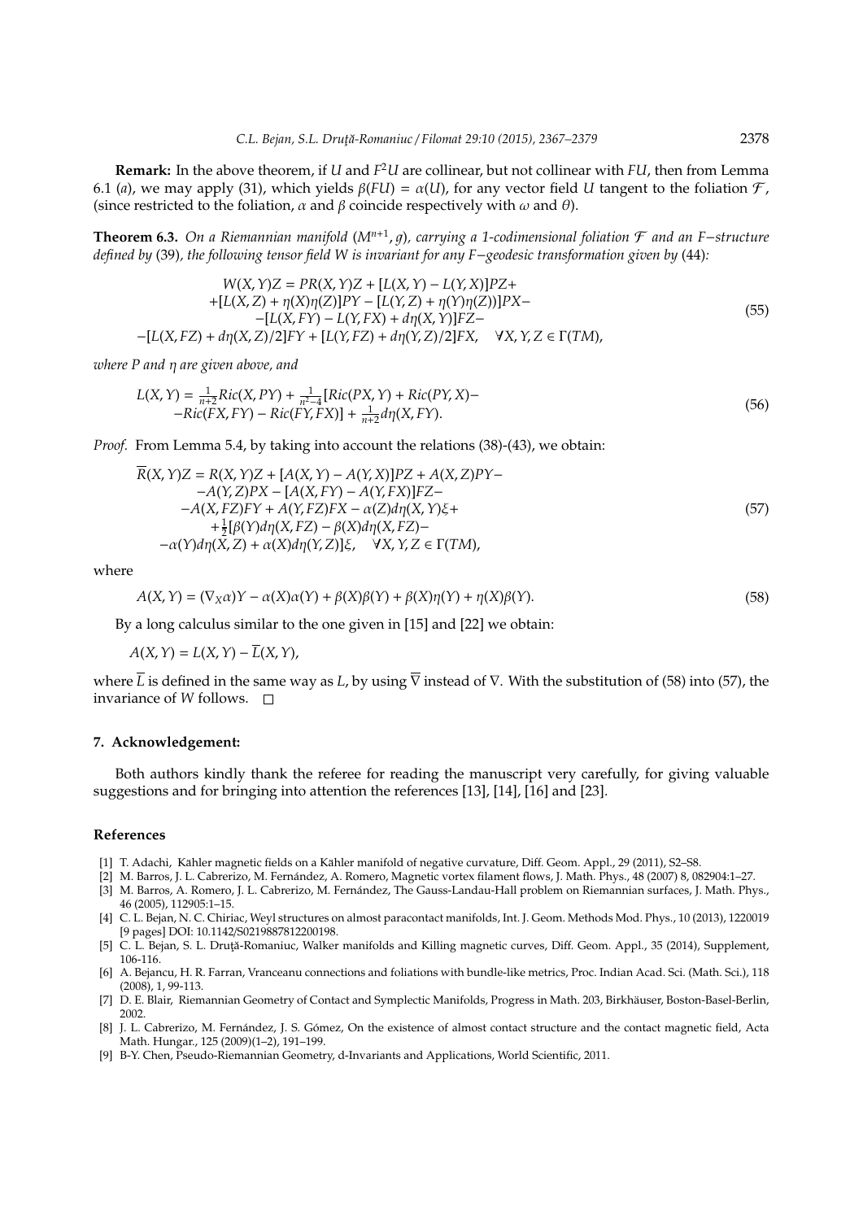**Remark:** In the above theorem, if $U$ and $F^2U$ are collinear, but not collinear with $FU$, then from Lemma 6.1 (*a*), we may apply (31), which yields $\beta(FU) = \alpha(U)$, for any vector field $U$ tangent to the foliation $\mathcal{F}$, (since restricted to the foliation, $\alpha$ and $\beta$ coincide respectively with $\omega$ and $\theta$).

**Theorem 6.3.** *On a Riemannian manifold $(M^{n+1}, g)$, carrying a 1-codimensional foliation $\mathcal{F}$ and an $F-$structure defined by* (39)*, the following tensor field $W$ is invariant for any $F-$geodesic transformation given by* (44)*:*

$$
\begin{gathered}
W(X,Y)Z = PR(X,Y)Z + [L(X,Y) - L(Y,X)]PZ + \\
+[L(X,Z) + \eta(X)\eta(Z)]PY - [L(Y,Z) + \eta(Y)\eta(Z)]PX - \\
-[L(X,FY) - L(Y,FX) + d\eta(X,Y)]FZ - \\
-[L(X,FZ) + d\eta(X,Z)/2]FY + [L(Y,FZ) + d\eta(Y,Z)/2]FX, \quad \forall X,Y,Z \in \Gamma(TM),
\end{gathered}
\tag{55}
$$

*where $P$ and $\eta$ are given above, and*

$$
\begin{gathered}
L(X,Y) = \tfrac{1}{n+2}Ric(X,PY) + \tfrac{1}{n^2-4}[Ric(PX,Y) + Ric(PY,X) - \\
-Ric(FX,FY) - Ric(FY,FX)] + \tfrac{1}{n+2}d\eta(X,FY).
\end{gathered}
\tag{56}
$$

*Proof.* From Lemma 5.4, by taking into account the relations (38)-(43), we obtain:

$$
\begin{gathered}
\overline{R}(X,Y)Z = R(X,Y)Z + [A(X,Y) - A(Y,X)]PZ + A(X,Z)PY - \\
-A(Y,Z)PX - [A(X,FY) - A(Y,FX)]FZ - \\
-A(X,FZ)FY + A(Y,FZ)FX - \alpha(Z)d\eta(X,Y)\xi + \\
+\tfrac{1}{2}[\beta(Y)d\eta(X,FZ) - \beta(X)d\eta(X,FZ) - \\
-\alpha(Y)d\eta(X,Z) + \alpha(X)d\eta(Y,Z)]\xi, \quad \forall X,Y,Z \in \Gamma(TM),
\end{gathered}
\tag{57}
$$

where

$$
A(X,Y) = (\nabla_X\alpha)Y - \alpha(X)\alpha(Y) + \beta(X)\beta(Y) + \beta(X)\eta(Y) + \eta(X)\beta(Y).
\tag{58}
$$

By a long calculus similar to the one given in [15] and [22] we obtain:

$$
A(X,Y) = L(X,Y) - \overline{L}(X,Y),
$$

where $\overline{L}$ is defined in the same way as $L$, by using $\overline{\nabla}$ instead of $\nabla$. With the substitution of (58) into (57), the invariance of $W$ follows. □

## 7. Acknowledgement:

Both authors kindly thank the referee for reading the manuscript very carefully, for giving valuable suggestions and for bringing into attention the references [13], [14], [16] and [23].

## References

[1] T. Adachi, Kähler magnetic fields on a Kähler manifold of negative curvature, Diff. Geom. Appl., 29 (2011), S2–S8.

[2] M. Barros, J. L. Cabrerizo, M. Fernández, A. Romero, Magnetic vortex filament flows, J. Math. Phys., 48 (2007) 8, 082904:1–27.

[3] M. Barros, A. Romero, J. L. Cabrerizo, M. Fernández, The Gauss-Landau-Hall problem on Riemannian surfaces, J. Math. Phys., 46 (2005), 112905:1–15.

[4] C. L. Bejan, N. C. Chiriac, Weyl structures on almost paracontact manifolds, Int. J. Geom. Methods Mod. Phys., 10 (2013), 1220019 [9 pages] DOI: 10.1142/S0219887812200198.

[5] C. L. Bejan, S. L. Druţă-Romaniuc, Walker manifolds and Killing magnetic curves, Diff. Geom. Appl., 35 (2014), Supplement, 106-116.

[6] A. Bejancu, H. R. Farran, Vranceanu connections and foliations with bundle-like metrics, Proc. Indian Acad. Sci. (Math. Sci.), 118 (2008), 1, 99-113.

[7] D. E. Blair, Riemannian Geometry of Contact and Symplectic Manifolds, Progress in Math. 203, Birkhäuser, Boston-Basel-Berlin, 2002.

[8] J. L. Cabrerizo, M. Fernández, J. S. Gómez, On the existence of almost contact structure and the contact magnetic field, Acta Math. Hungar., 125 (2009)(1–2), 191–199.

[9] B-Y. Chen, Pseudo-Riemannian Geometry, d-Invariants and Applications, World Scientific, 2011.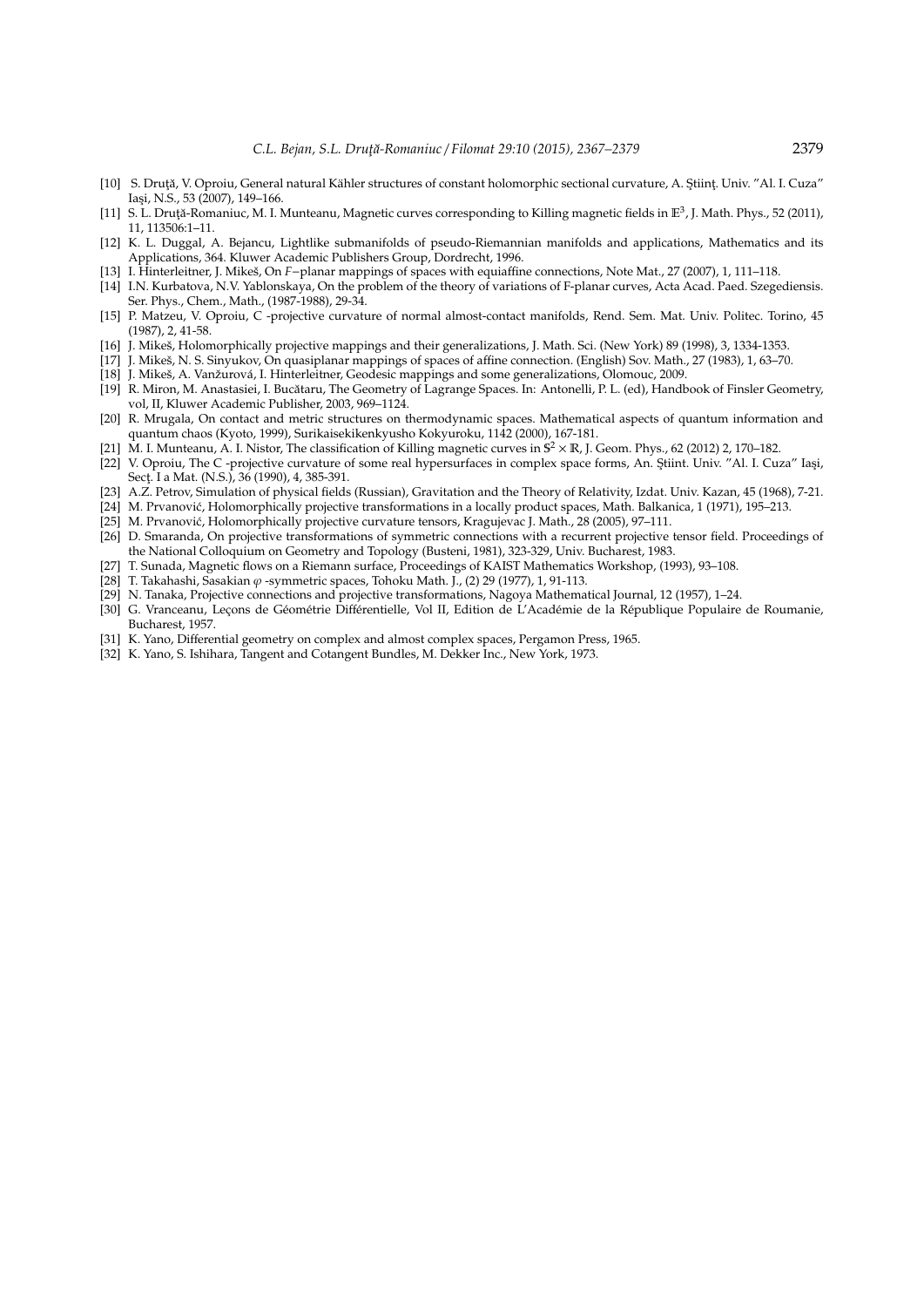[10] S. Druţă, V. Oproiu, General natural Kähler structures of constant holomorphic sectional curvature, A. Ştiinţ. Univ. "Al. I. Cuza" Iaşi, N.S., 53 (2007), 149–166.

[11] S. L. Druţă-Romaniuc, M. I. Munteanu, Magnetic curves corresponding to Killing magnetic fields in $\mathbb{E}^3$, J. Math. Phys., 52 (2011), 11, 113506:1–11.

[12] K. L. Duggal, A. Bejancu, Lightlike submanifolds of pseudo-Riemannian manifolds and applications, Mathematics and its Applications, 364. Kluwer Academic Publishers Group, Dordrecht, 1996.

[13] I. Hinterleitner, J. Mikeš, On $F-$planar mappings of spaces with equiaffine connections, Note Mat., 27 (2007), 1, 111–118.

[14] I.N. Kurbatova, N.V. Yablonskaya, On the problem of the theory of variations of F-planar curves, Acta Acad. Paed. Szegediensis. Ser. Phys., Chem., Math., (1987-1988), 29-34.

[15] P. Matzeu, V. Oproiu, C -projective curvature of normal almost-contact manifolds, Rend. Sem. Mat. Univ. Politec. Torino, 45 (1987), 2, 41-58.

[16] J. Mikeš, Holomorphically projective mappings and their generalizations, J. Math. Sci. (New York) 89 (1998), 3, 1334-1353.

[17] J. Mikeš, N. S. Sinyukov, On quasiplanar mappings of spaces of affine connection. (English) Sov. Math., 27 (1983), 1, 63–70.

[18] J. Mikeš, A. Vanžurová, I. Hinterleitner, Geodesic mappings and some generalizations, Olomouc, 2009.

[19] R. Miron, M. Anastasiei, I. Bucătaru, The Geometry of Lagrange Spaces. In: Antonelli, P. L. (ed), Handbook of Finsler Geometry, vol, II, Kluwer Academic Publisher, 2003, 969–1124.

[20] R. Mrugala, On contact and metric structures on thermodynamic spaces. Mathematical aspects of quantum information and quantum chaos (Kyoto, 1999), Surikaisekikenkyusho Kokyuroku, 1142 (2000), 167-181.

[21] M. I. Munteanu, A. I. Nistor, The classification of Killing magnetic curves in $\mathbb{S}^2 \times \mathbb{R}$, J. Geom. Phys., 62 (2012) 2, 170–182.

[22] V. Oproiu, The C -projective curvature of some real hypersurfaces in complex space forms, An. Ştiint. Univ. "Al. I. Cuza" Iaşi, Secţ. I a Mat. (N.S.), 36 (1990), 4, 385-391.

[23] A.Z. Petrov, Simulation of physical fields (Russian), Gravitation and the Theory of Relativity, Izdat. Univ. Kazan, 45 (1968), 7-21.

[24] M. Prvanović, Holomorphically projective transformations in a locally product spaces, Math. Balkanica, 1 (1971), 195–213.

[25] M. Prvanović, Holomorphically projective curvature tensors, Kragujevac J. Math., 28 (2005), 97–111.

[26] D. Smaranda, On projective transformations of symmetric connections with a recurrent projective tensor field. Proceedings of the National Colloquium on Geometry and Topology (Busteni, 1981), 323-329, Univ. Bucharest, 1983.

[27] T. Sunada, Magnetic flows on a Riemann surface, Proceedings of KAIST Mathematics Workshop, (1993), 93–108.

[28] T. Takahashi, Sasakian $\varphi$ -symmetric spaces, Tohoku Math. J., (2) 29 (1977), 1, 91-113.

[29] N. Tanaka, Projective connections and projective transformations, Nagoya Mathematical Journal, 12 (1957), 1–24.

[30] G. Vranceanu, Leçons de Géométrie Différentielle, Vol II, Edition de L'Académie de la République Populaire de Roumanie, Bucharest, 1957.

[31] K. Yano, Differential geometry on complex and almost complex spaces, Pergamon Press, 1965.

[32] K. Yano, S. Ishihara, Tangent and Cotangent Bundles, M. Dekker Inc., New York, 1973.